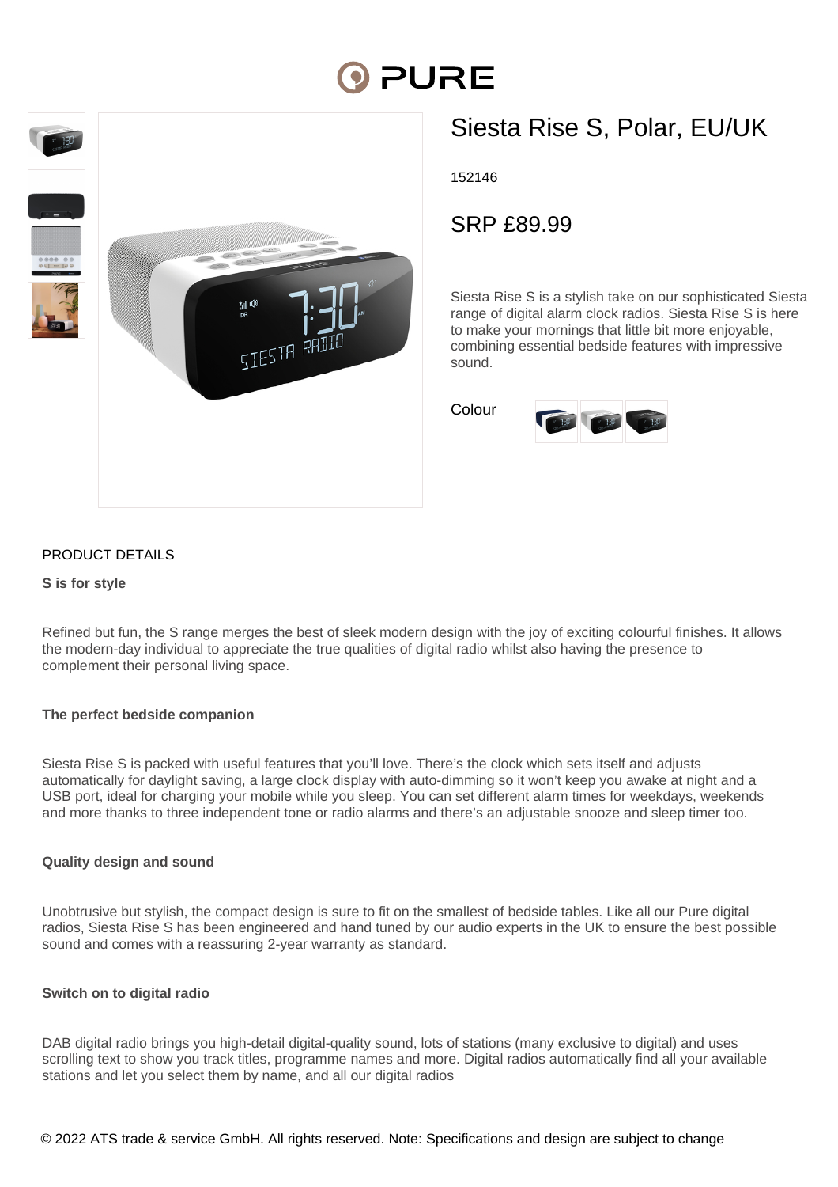PURE

# Siesta Rise S, Polar, EU/UK

152146

SRP £89.99

Siesta Rise S is a stylish take on our sophisticated Siesta range of digital alarm clock radios. Siesta Rise S is here to make your mornings that little bit more enjoyable, combining essential bedside features with impressive sound.

Colour

## PRODUCT DETAILS

**S is for style**

Refined but fun, the S range merges the best of sleek modern design with the joy of exciting colourful finishes. It allows the modern-day individual to appreciate the true qualities of digital radio whilst also having the presence to complement their personal living space.

**The perfect bedside companion**

Siesta Rise S is packed with useful features that you'll love. There's the clock which sets itself and adjusts automatically for daylight saving, a large clock display with auto-dimming so it won't keep you awake at night and a USB port, ideal for charging your mobile while you sleep. You can set different alarm times for weekdays, weekends and more thanks to three independent tone or radio alarms and there's an adjustable snooze and sleep timer too.

**Quality design and sound**

Unobtrusive but stylish, the compact design is sure to fit on the smallest of bedside tables. Like all our Pure digital radios, Siesta Rise S has been engineered and hand tuned by our audio experts in the UK to ensure the best possible sound and comes with a reassuring 2-year warranty as standard.

**Switch on to digital radio**

DAB digital radio brings you high-detail digital-quality sound, lots of stations (many exclusive to digital) and uses scrolling text to show you track titles, programme names and more. Digital radios automatically find all your available stations and let you select them by name, and all our digital radios

© 2022 ATS trade & service GmbH. All rights reserved. Note: Specifications and design are subject to change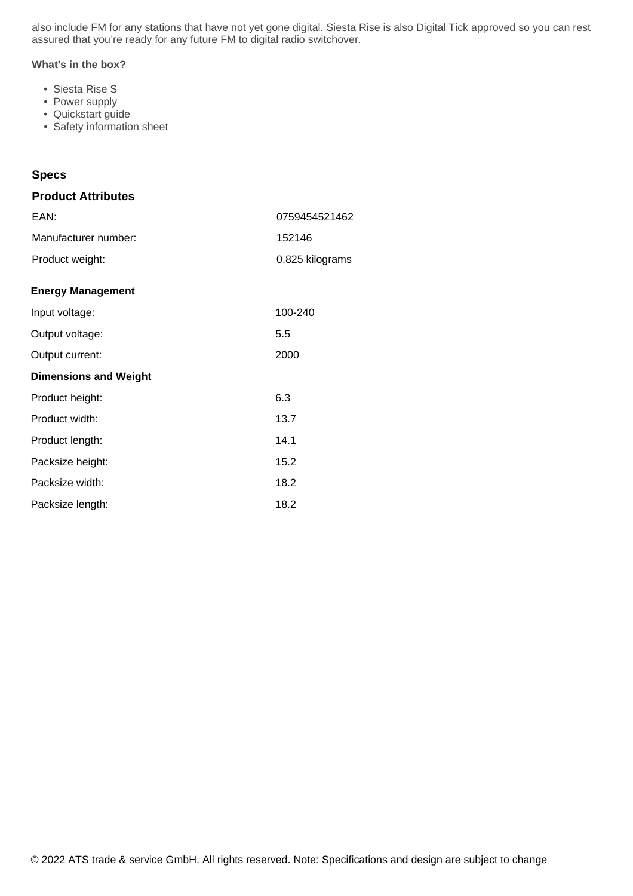also include FM for any stations that have not yet gone digital. Siesta Rise is also Digital Tick approved so you can rest assured that you're ready for any future FM to digital radio switchover.

**What's in the box?**

- Siesta Rise S
- Power supply
- Quickstart guide
- Safety information sheet

## Specs

### Product Attributes

| | |
|---|---|
| EAN: | 0759454521462 |
| Manufacturer number: | 152146 |
| Product weight: | 0.825 kilograms |

### Energy Management

| | |
|---|---|
| Input voltage: | 100-240 |
| Output voltage: | 5.5 |
| Output current: | 2000 |

### Dimensions and Weight

| | |
|---|---|
| Product height: | 6.3 |
| Product width: | 13.7 |
| Product length: | 14.1 |
| Packsize height: | 15.2 |
| Packsize width: | 18.2 |
| Packsize length: | 18.2 |

© 2022 ATS trade & service GmbH. All rights reserved. Note: Specifications and design are subject to change